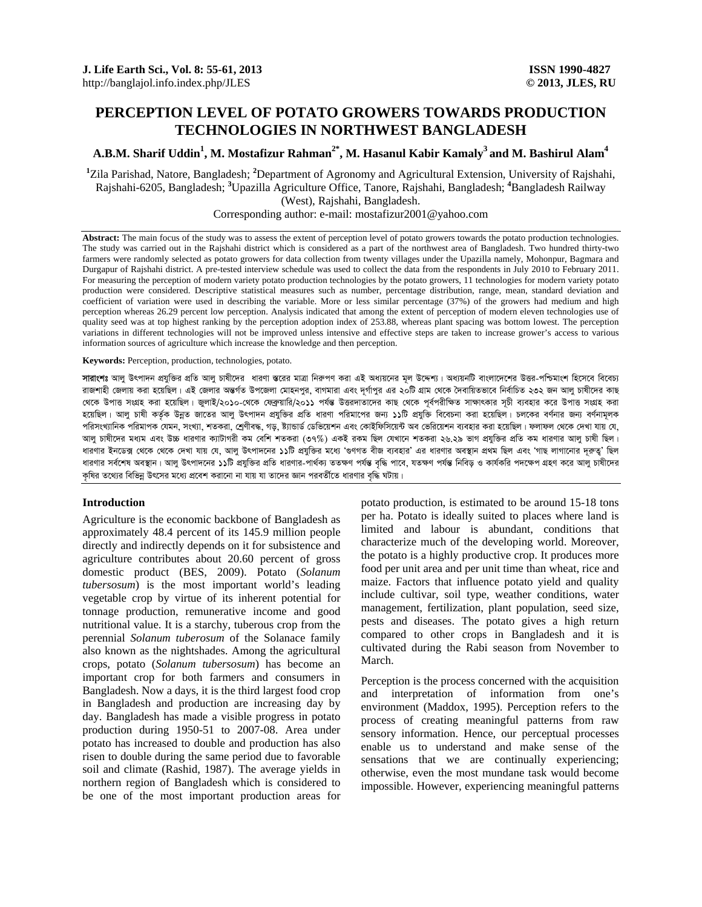# PERCEPTION LEVEL OF POTATO GROWERS TOWARDS PRODUCTION TECHNOLOGIES IN NORTHWEST BANGLADESH

**A.B.M. Sharif Uddin[1], M. Mostafizur Rahman[2*], M. Hasanul Kabir Kamaly[3] and M. Bashirul Alam[4]**

[1]Zila Parishad, Natore, Bangladesh; [2]Department of Agronomy and Agricultural Extension, University of Rajshahi, Rajshahi-6205, Bangladesh; [3]Upazilla Agriculture Office, Tanore, Rajshahi, Bangladesh; [4]Bangladesh Railway (West), Rajshahi, Bangladesh.

Corresponding author: e-mail: mostafizur2001@yahoo.com

**Abstract:** The main focus of the study was to assess the extent of perception level of potato growers towards the potato production technologies. The study was carried out in the Rajshahi district which is considered as a part of the northwest area of Bangladesh. Two hundred thirty-two farmers were randomly selected as potato growers for data collection from twenty villages under the Upazilla namely, Mohonpur, Bagmara and Durgapur of Rajshahi district. A pre-tested interview schedule was used to collect the data from the respondents in July 2010 to February 2011. For measuring the perception of modern variety potato production technologies by the potato growers, 11 technologies for modern variety potato production were considered. Descriptive statistical measures such as number, percentage distribution, range, mean, standard deviation and coefficient of variation were used in describing the variable. More or less similar percentage (37%) of the growers had medium and high perception whereas 26.29 percent low perception. Analysis indicated that among the extent of perception of modern eleven technologies use of quality seed was at top highest ranking by the perception adoption index of 253.88, whereas plant spacing was bottom lowest. The perception variations in different technologies will not be improved unless intensive and effective steps are taken to increase grower's access to various information sources of agriculture which increase the knowledge and then perception.

**Keywords:** Perception, production, technologies, potato.

**সারাংশঃ** আলু উৎপাদন প্রযুক্তির প্রতি আলু চাষীদের ধারণা স্তরের মাত্রা নিরূপণ করা এই অধ্যয়নের মূল উদ্দেশ্য। অধ্যয়নটি বাংলাদেশের উত্তর-পশ্চিমাংশ হিসেবে বিবেচ্য রাজশাহী জেলায় করা হয়েছিল। এই জেলার অন্তর্গত উপজেলা মোহনপুর, বাগমারা এবং দুর্গাপুর এর ২০টি গ্রাম থেকে দৈবায়িতভাবে নির্বাচিত ২৩২ জন আলু চাষীদের কাছ থেকে উপাত্ত সংগ্রহ করা হয়েছিল। জুলাই/২০১০-থেকে ফেব্রুয়ারি/২০১১ পর্যন্ত উত্তরদাতাদের কাছ থেকে পূর্বপরীক্ষিত সাক্ষাৎকার সূচী ব্যবহার করে উপাত্ত সংগ্রহ করা হয়েছিল। আলু চাষী কর্তৃক উন্নত জাতের আলু উৎপাদন প্রযুক্তির প্রতি ধারণা পরিমাপের জন্য ১১টি প্রযুক্তি বিবেচনা করা হয়েছিল। চলকের বর্ণনার জন্য বর্ণনামূলক পরিসংখ্যানিক পরিমাপক যেমন, সংখ্যা, শতকরা, শ্রেণীবদ্ধ, গড়, স্ট্যান্ডার্ড ডেভিয়েশন এবং কোইফিসিয়েন্ট অব ভেরিয়েশন ব্যবহার করা হয়েছিল। ফলাফল থেকে দেখা যায় যে, আলু চাষীদের মধ্যম এবং উচ্চ ধারণার ক্যাটাগরী কম বেশি শতকরা (৩৭%) একই রকম ছিল যেখানে শতকরা ২৬.২৯ ভাগ প্রযুক্তির প্রতি কম ধারণার আলু চাষী ছিল। ধারণার ইনডেক্স থেকে থেকে দেখা যায় যে, আলু উৎপাদনের ১১টি প্রযুক্তির মধ্যে 'গুণগত বীজ ব্যবহার' এর ধারণার অবস্থান প্রথম ছিল এবং 'গাছ লাগানোর দূরত্ব' ছিল ধারণার সর্বশেষ অবস্থান। আলু উৎপাদনের ১১টি প্রযুক্তির প্রতি ধারণার-পার্থক্য ততক্ষণ পর্যন্ত বৃদ্ধি পাবে, যতক্ষণ পর্যন্ত নিবিড় ও কার্যকরি পদক্ষেপ গ্রহণ করে আলু চাষীদের কৃষির তথ্যের বিভিন্ন উৎসের মধ্যে প্রবেশ করানো না যায় যা তাদের জ্ঞান পরবর্তীতে ধারণার বৃদ্ধি ঘটায়।

## Introduction

Agriculture is the economic backbone of Bangladesh as approximately 48.4 percent of its 145.9 million people directly and indirectly depends on it for subsistence and agriculture contributes about 20.60 percent of gross domestic product (BES, 2009). Potato (*Solanum tubersosum*) is the most important world's leading vegetable crop by virtue of its inherent potential for tonnage production, remunerative income and good nutritional value. It is a starchy, tuberous crop from the perennial *Solanum tuberosum* of the Solanace family also known as the nightshades. Among the agricultural crops, potato (*Solanum tubersosum*) has become an important crop for both farmers and consumers in Bangladesh. Now a days, it is the third largest food crop in Bangladesh and production are increasing day by day. Bangladesh has made a visible progress in potato production during 1950-51 to 2007-08. Area under potato has increased to double and production has also risen to double during the same period due to favorable soil and climate (Rashid, 1987). The average yields in northern region of Bangladesh which is considered to be one of the most important production areas for potato production, is estimated to be around 15-18 tons per ha. Potato is ideally suited to places where land is limited and labour is abundant, conditions that characterize much of the developing world. Moreover, the potato is a highly productive crop. It produces more food per unit area and per unit time than wheat, rice and maize. Factors that influence potato yield and quality include cultivar, soil type, weather conditions, water management, fertilization, plant population, seed size, pests and diseases. The potato gives a high return compared to other crops in Bangladesh and it is cultivated during the Rabi season from November to March.

Perception is the process concerned with the acquisition and interpretation of information from one's environment (Maddox, 1995). Perception refers to the process of creating meaningful patterns from raw sensory information. Hence, our perceptual processes enable us to understand and make sense of the sensations that we are continually experiencing; otherwise, even the most mundane task would become impossible. However, experiencing meaningful patterns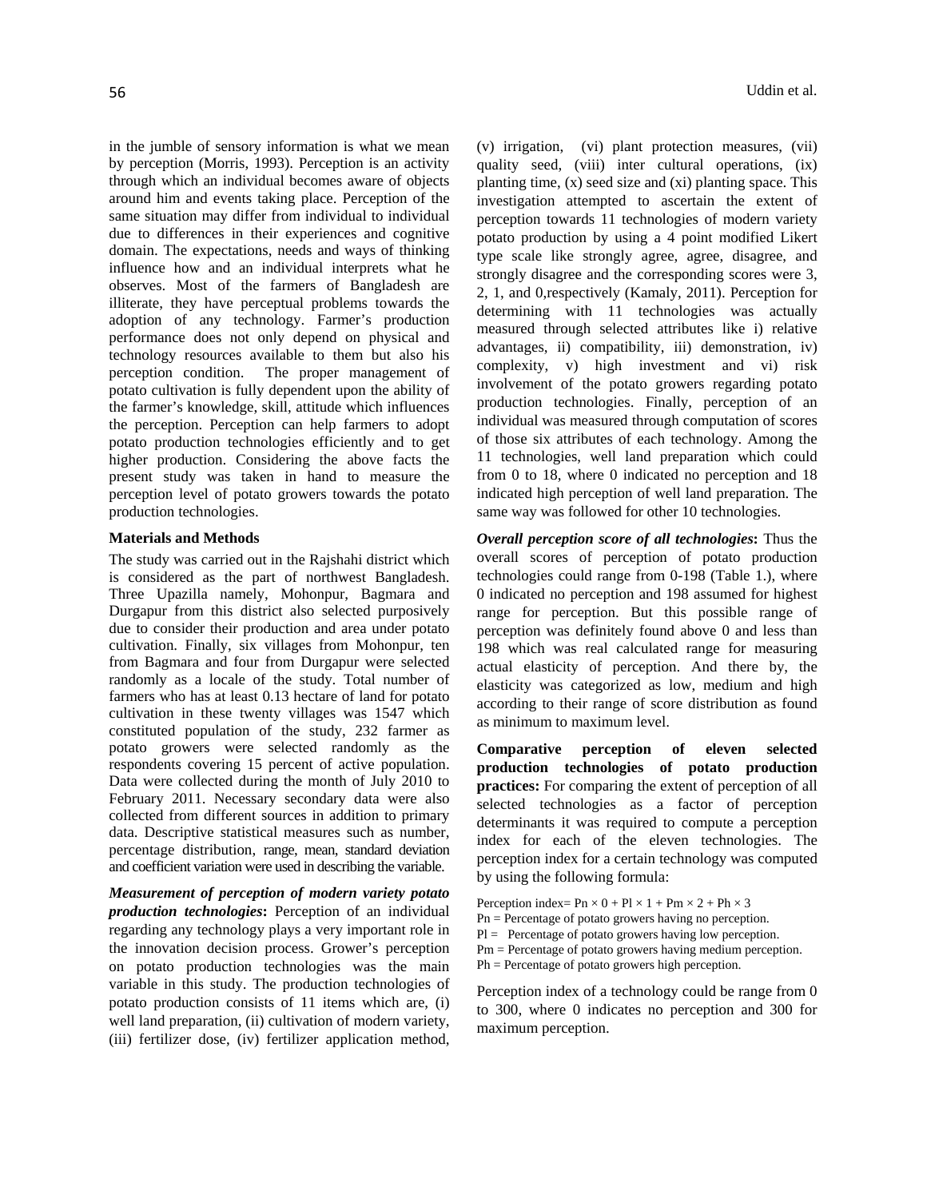in the jumble of sensory information is what we mean by perception (Morris, 1993). Perception is an activity through which an individual becomes aware of objects around him and events taking place. Perception of the same situation may differ from individual to individual due to differences in their experiences and cognitive domain. The expectations, needs and ways of thinking influence how and an individual interprets what he observes. Most of the farmers of Bangladesh are illiterate, they have perceptual problems towards the adoption of any technology. Farmer's production performance does not only depend on physical and technology resources available to them but also his perception condition. The proper management of potato cultivation is fully dependent upon the ability of the farmer's knowledge, skill, attitude which influences the perception. Perception can help farmers to adopt potato production technologies efficiently and to get higher production. Considering the above facts the present study was taken in hand to measure the perception level of potato growers towards the potato production technologies.

## Materials and Methods

The study was carried out in the Rajshahi district which is considered as the part of northwest Bangladesh. Three Upazilla namely, Mohonpur, Bagmara and Durgapur from this district also selected purposively due to consider their production and area under potato cultivation. Finally, six villages from Mohonpur, ten from Bagmara and four from Durgapur were selected randomly as a locale of the study. Total number of farmers who has at least 0.13 hectare of land for potato cultivation in these twenty villages was 1547 which constituted population of the study, 232 farmer as potato growers were selected randomly as the respondents covering 15 percent of active population. Data were collected during the month of July 2010 to February 2011. Necessary secondary data were also collected from different sources in addition to primary data. Descriptive statistical measures such as number, percentage distribution, range, mean, standard deviation and coefficient variation were used in describing the variable.

***Measurement of perception of modern variety potato production technologies*:** Perception of an individual regarding any technology plays a very important role in the innovation decision process. Grower's perception on potato production technologies was the main variable in this study. The production technologies of potato production consists of 11 items which are, (i) well land preparation, (ii) cultivation of modern variety, (iii) fertilizer dose, (iv) fertilizer application method, (v) irrigation, (vi) plant protection measures, (vii) quality seed, (viii) inter cultural operations, (ix) planting time, (x) seed size and (xi) planting space. This investigation attempted to ascertain the extent of perception towards 11 technologies of modern variety potato production by using a 4 point modified Likert type scale like strongly agree, agree, disagree, and strongly disagree and the corresponding scores were 3, 2, 1, and 0,respectively (Kamaly, 2011). Perception for determining with 11 technologies was actually measured through selected attributes like i) relative advantages, ii) compatibility, iii) demonstration, iv) complexity, v) high investment and vi) risk involvement of the potato growers regarding potato production technologies. Finally, perception of an individual was measured through computation of scores of those six attributes of each technology. Among the 11 technologies, well land preparation which could from 0 to 18, where 0 indicated no perception and 18 indicated high perception of well land preparation. The same way was followed for other 10 technologies.

***Overall perception score of all technologies*:** Thus the overall scores of perception of potato production technologies could range from 0-198 (Table 1.), where 0 indicated no perception and 198 assumed for highest range for perception. But this possible range of perception was definitely found above 0 and less than 198 which was real calculated range for measuring actual elasticity of perception. And there by, the elasticity was categorized as low, medium and high according to their range of score distribution as found as minimum to maximum level.

**Comparative perception of eleven selected production technologies of potato production practices:** For comparing the extent of perception of all selected technologies as a factor of perception determinants it was required to compute a perception index for each of the eleven technologies. The perception index for a certain technology was computed by using the following formula:

Perception index= $P_n \times 0 + P_l \times 1 + P_m \times 2 + P_h \times 3$

$P_n$ = Percentage of potato growers having no perception.

$P_l$ = Percentage of potato growers having low perception.

$P_m$ = Percentage of potato growers having medium perception.

$P_h$ = Percentage of potato growers high perception.

Perception index of a technology could be range from 0 to 300, where 0 indicates no perception and 300 for maximum perception.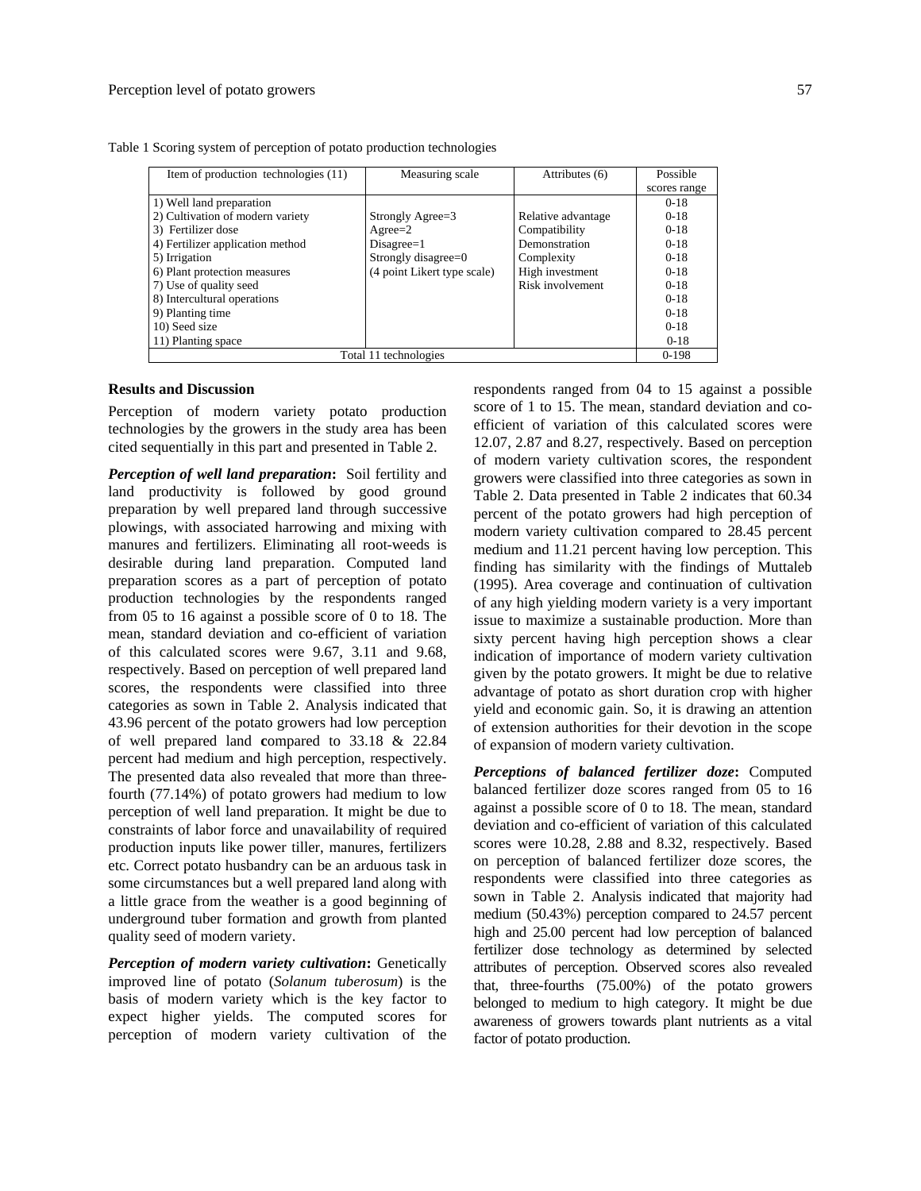Table 1 Scoring system of perception of potato production technologies

| Item of production technologies (11) | Measuring scale | Attributes (6) | Possible scores range |
|---|---|---|---|
| 1) Well land preparation | | | 0-18 |
| 2) Cultivation of modern variety | Strongly Agree=3 | Relative advantage | 0-18 |
| 3) Fertilizer dose | Agree=2 | Compatibility | 0-18 |
| 4) Fertilizer application method | Disagree=1 | Demonstration | 0-18 |
| 5) Irrigation | Strongly disagree=0 | Complexity | 0-18 |
| 6) Plant protection measures | (4 point Likert type scale) | High investment | 0-18 |
| 7) Use of quality seed | | Risk involvement | 0-18 |
| 8) Intercultural operations | | | 0-18 |
| 9) Planting time | | | 0-18 |
| 10) Seed size | | | 0-18 |
| 11) Planting space | | | 0-18 |
| Total 11 technologies | | | 0-198 |

## Results and Discussion

Perception of modern variety potato production technologies by the growers in the study area has been cited sequentially in this part and presented in Table 2.

***Perception of well land preparation*:** Soil fertility and land productivity is followed by good ground preparation by well prepared land through successive plowings, with associated harrowing and mixing with manures and fertilizers. Eliminating all root-weeds is desirable during land preparation. Computed land preparation scores as a part of perception of potato production technologies by the respondents ranged from 05 to 16 against a possible score of 0 to 18. The mean, standard deviation and co-efficient of variation of this calculated scores were 9.67, 3.11 and 9.68, respectively. Based on perception of well prepared land scores, the respondents were classified into three categories as sown in Table 2. Analysis indicated that 43.96 percent of the potato growers had low perception of well prepared land **c**ompared to 33.18 & 22.84 percent had medium and high perception, respectively. The presented data also revealed that more than three-fourth (77.14%) of potato growers had medium to low perception of well land preparation. It might be due to constraints of labor force and unavailability of required production inputs like power tiller, manures, fertilizers etc. Correct potato husbandry can be an arduous task in some circumstances but a well prepared land along with a little grace from the weather is a good beginning of underground tuber formation and growth from planted quality seed of modern variety.

***Perception of modern variety cultivation*:** Genetically improved line of potato (*Solanum tuberosum*) is the basis of modern variety which is the key factor to expect higher yields. The computed scores for perception of modern variety cultivation of the respondents ranged from 04 to 15 against a possible score of 1 to 15. The mean, standard deviation and co-efficient of variation of this calculated scores were 12.07, 2.87 and 8.27, respectively. Based on perception of modern variety cultivation scores, the respondent growers were classified into three categories as sown in Table 2. Data presented in Table 2 indicates that 60.34 percent of the potato growers had high perception of modern variety cultivation compared to 28.45 percent medium and 11.21 percent having low perception. This finding has similarity with the findings of Muttaleb (1995). Area coverage and continuation of cultivation of any high yielding modern variety is a very important issue to maximize a sustainable production. More than sixty percent having high perception shows a clear indication of importance of modern variety cultivation given by the potato growers. It might be due to relative advantage of potato as short duration crop with higher yield and economic gain. So, it is drawing an attention of extension authorities for their devotion in the scope of expansion of modern variety cultivation.

***Perceptions of balanced fertilizer doze*:** Computed balanced fertilizer doze scores ranged from 05 to 16 against a possible score of 0 to 18. The mean, standard deviation and co-efficient of variation of this calculated scores were 10.28, 2.88 and 8.32, respectively. Based on perception of balanced fertilizer doze scores, the respondents were classified into three categories as sown in Table 2. Analysis indicated that majority had medium (50.43%) perception compared to 24.57 percent high and 25.00 percent had low perception of balanced fertilizer dose technology as determined by selected attributes of perception. Observed scores also revealed that, three-fourths (75.00%) of the potato growers belonged to medium to high category. It might be due awareness of growers towards plant nutrients as a vital factor of potato production.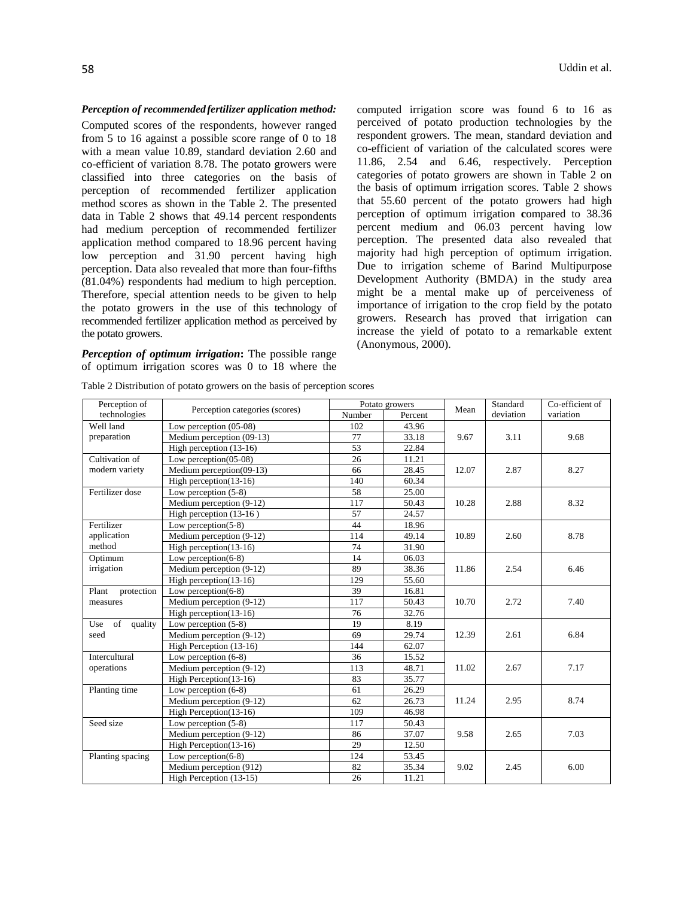***Perception of recommended fertilizer application method:*** Computed scores of the respondents, however ranged from 5 to 16 against a possible score range of 0 to 18 with a mean value 10.89, standard deviation 2.60 and co-efficient of variation 8.78. The potato growers were classified into three categories on the basis of perception of recommended fertilizer application method scores as shown in the Table 2. The presented data in Table 2 shows that 49.14 percent respondents had medium perception of recommended fertilizer application method compared to 18.96 percent having low perception and 31.90 percent having high perception. Data also revealed that more than four-fifths (81.04%) respondents had medium to high perception. Therefore, special attention needs to be given to help the potato growers in the use of this technology of recommended fertilizer application method as perceived by the potato growers.

***Perception of optimum irrigation*:** The possible range of optimum irrigation scores was 0 to 18 where the computed irrigation score was found 6 to 16 as perceived of potato production technologies by the respondent growers. The mean, standard deviation and co-efficient of variation of the calculated scores were 11.86, 2.54 and 6.46, respectively. Perception categories of potato growers are shown in Table 2 on the basis of optimum irrigation scores. Table 2 shows that 55.60 percent of the potato growers had high perception of optimum irrigation compared to 38.36 percent medium and 06.03 percent having low perception. The presented data also revealed that majority had high perception of optimum irrigation. Due to irrigation scheme of Barind Multipurpose Development Authority (BMDA) in the study area might be a mental make up of perceiveness of importance of irrigation to the crop field by the potato growers. Research has proved that irrigation can increase the yield of potato to a remarkable extent (Anonymous, 2000).

Table 2 Distribution of potato growers on the basis of perception scores

| Perception of technologies | Perception categories (scores) | Potato growers | | Mean | Standard deviation | Co-efficient of variation |
|---|---|---|---|---|---|---|
| | | Number | Percent | | | |
| Well land preparation | Low perception (05-08) | 102 | 43.96 | 9.67 | 3.11 | 9.68 |
| | Medium perception (09-13) | 77 | 33.18 | | | |
| | High perception (13-16) | 53 | 22.84 | | | |
| Cultivation of modern variety | Low perception(05-08) | 26 | 11.21 | 12.07 | 2.87 | 8.27 |
| | Medium perception(09-13) | 66 | 28.45 | | | |
| | High perception(13-16) | 140 | 60.34 | | | |
| Fertilizer dose | Low perception (5-8) | 58 | 25.00 | 10.28 | 2.88 | 8.32 |
| | Medium perception (9-12) | 117 | 50.43 | | | |
| | High perception (13-16 ) | 57 | 24.57 | | | |
| Fertilizer application method | Low perception(5-8) | 44 | 18.96 | 10.89 | 2.60 | 8.78 |
| | Medium perception (9-12) | 114 | 49.14 | | | |
| | High perception(13-16) | 74 | 31.90 | | | |
| Optimum irrigation | Low perception(6-8) | 14 | 06.03 | 11.86 | 2.54 | 6.46 |
| | Medium perception (9-12) | 89 | 38.36 | | | |
| | High perception(13-16) | 129 | 55.60 | | | |
| Plant protection measures | Low perception(6-8) | 39 | 16.81 | 10.70 | 2.72 | 7.40 |
| | Medium perception (9-12) | 117 | 50.43 | | | |
| | High perception(13-16) | 76 | 32.76 | | | |
| Use of quality seed | Low perception (5-8) | 19 | 8.19 | 12.39 | 2.61 | 6.84 |
| | Medium perception (9-12) | 69 | 29.74 | | | |
| | High Perception (13-16) | 144 | 62.07 | | | |
| Intercultural operations | Low perception (6-8) | 36 | 15.52 | 11.02 | 2.67 | 7.17 |
| | Medium perception (9-12) | 113 | 48.71 | | | |
| | High Perception(13-16) | 83 | 35.77 | | | |
| Planting time | Low perception (6-8) | 61 | 26.29 | 11.24 | 2.95 | 8.74 |
| | Medium perception (9-12) | 62 | 26.73 | | | |
| | High Perception(13-16) | 109 | 46.98 | | | |
| Seed size | Low perception (5-8) | 117 | 50.43 | 9.58 | 2.65 | 7.03 |
| | Medium perception (9-12) | 86 | 37.07 | | | |
| | High Perception(13-16) | 29 | 12.50 | | | |
| Planting spacing | Low perception(6-8) | 124 | 53.45 | 9.02 | 2.45 | 6.00 |
| | Medium perception (912) | 82 | 35.34 | | | |
| | High Perception (13-15) | 26 | 11.21 | | | |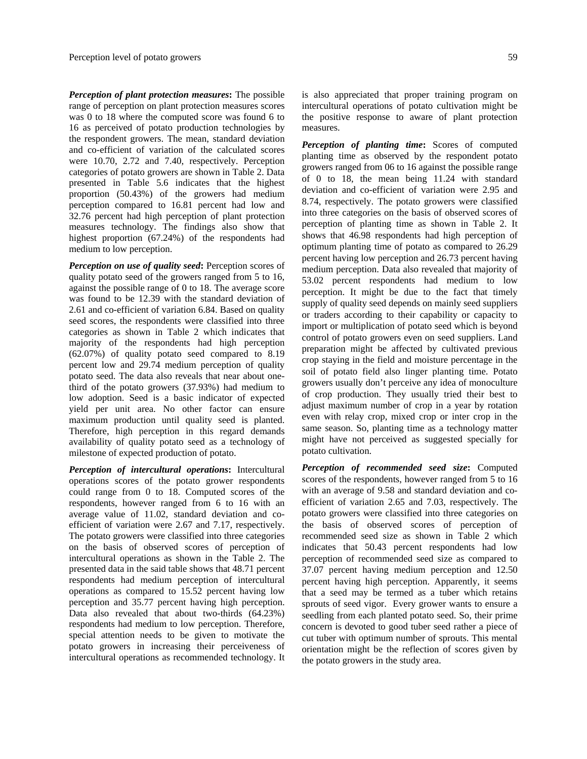***Perception of plant protection measures*:** The possible range of perception on plant protection measures scores was 0 to 18 where the computed score was found 6 to 16 as perceived of potato production technologies by the respondent growers. The mean, standard deviation and co-efficient of variation of the calculated scores were 10.70, 2.72 and 7.40, respectively. Perception categories of potato growers are shown in Table 2. Data presented in Table 5.6 indicates that the highest proportion (50.43%) of the growers had medium perception compared to 16.81 percent had low and 32.76 percent had high perception of plant protection measures technology. The findings also show that highest proportion (67.24%) of the respondents had medium to low perception.

***Perception on use of quality seed*:** Perception scores of quality potato seed of the growers ranged from 5 to 16, against the possible range of 0 to 18. The average score was found to be 12.39 with the standard deviation of 2.61 and co-efficient of variation 6.84. Based on quality seed scores, the respondents were classified into three categories as shown in Table 2 which indicates that majority of the respondents had high perception (62.07%) of quality potato seed compared to 8.19 percent low and 29.74 medium perception of quality potato seed. The data also reveals that near about one-third of the potato growers (37.93%) had medium to low adoption. Seed is a basic indicator of expected yield per unit area. No other factor can ensure maximum production until quality seed is planted. Therefore, high perception in this regard demands availability of quality potato seed as a technology of milestone of expected production of potato.

***Perception of intercultural operations*:** Intercultural operations scores of the potato grower respondents could range from 0 to 18. Computed scores of the respondents, however ranged from 6 to 16 with an average value of 11.02, standard deviation and co-efficient of variation were 2.67 and 7.17, respectively. The potato growers were classified into three categories on the basis of observed scores of perception of intercultural operations as shown in the Table 2. The presented data in the said table shows that 48.71 percent respondents had medium perception of intercultural operations as compared to 15.52 percent having low perception and 35.77 percent having high perception. Data also revealed that about two-thirds (64.23%) respondents had medium to low perception. Therefore, special attention needs to be given to motivate the potato growers in increasing their perceiveness of intercultural operations as recommended technology. It is also appreciated that proper training program on intercultural operations of potato cultivation might be the positive response to aware of plant protection measures.

***Perception of planting time*:** Scores of computed planting time as observed by the respondent potato growers ranged from 06 to 16 against the possible range of 0 to 18, the mean being 11.24 with standard deviation and co-efficient of variation were 2.95 and 8.74, respectively. The potato growers were classified into three categories on the basis of observed scores of perception of planting time as shown in Table 2. It shows that 46.98 respondents had high perception of optimum planting time of potato as compared to 26.29 percent having low perception and 26.73 percent having medium perception. Data also revealed that majority of 53.02 percent respondents had medium to low perception. It might be due to the fact that timely supply of quality seed depends on mainly seed suppliers or traders according to their capability or capacity to import or multiplication of potato seed which is beyond control of potato growers even on seed suppliers. Land preparation might be affected by cultivated previous crop staying in the field and moisture percentage in the soil of potato field also linger planting time. Potato growers usually don't perceive any idea of monoculture of crop production. They usually tried their best to adjust maximum number of crop in a year by rotation even with relay crop, mixed crop or inter crop in the same season. So, planting time as a technology matter might have not perceived as suggested specially for potato cultivation.

***Perception of recommended seed size*:** Computed scores of the respondents, however ranged from 5 to 16 with an average of 9.58 and standard deviation and co-efficient of variation 2.65 and 7.03, respectively. The potato growers were classified into three categories on the basis of observed scores of perception of recommended seed size as shown in Table 2 which indicates that 50.43 percent respondents had low perception of recommended seed size as compared to 37.07 percent having medium perception and 12.50 percent having high perception. Apparently, it seems that a seed may be termed as a tuber which retains sprouts of seed vigor. Every grower wants to ensure a seedling from each planted potato seed. So, their prime concern is devoted to good tuber seed rather a piece of cut tuber with optimum number of sprouts. This mental orientation might be the reflection of scores given by the potato growers in the study area.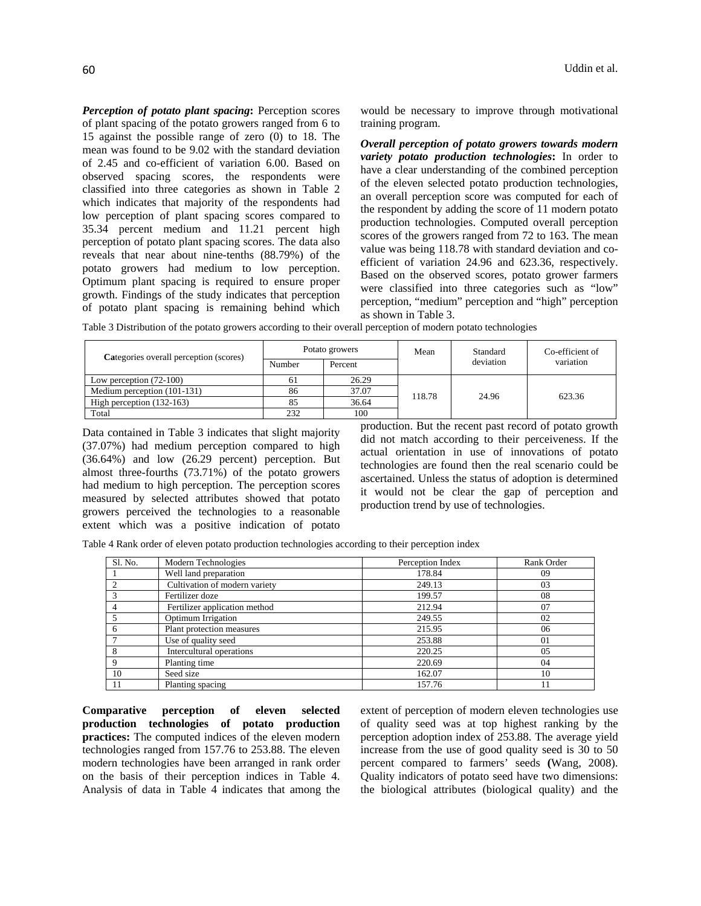***Perception of potato plant spacing*:** Perception scores of plant spacing of the potato growers ranged from 6 to 15 against the possible range of zero (0) to 18. The mean was found to be 9.02 with the standard deviation of 2.45 and co-efficient of variation 6.00. Based on observed spacing scores, the respondents were classified into three categories as shown in Table 2 which indicates that majority of the respondents had low perception of plant spacing scores compared to 35.34 percent medium and 11.21 percent high perception of potato plant spacing scores. The data also reveals that near about nine-tenths (88.79%) of the potato growers had medium to low perception. Optimum plant spacing is required to ensure proper growth. Findings of the study indicates that perception of potato plant spacing is remaining behind which would be necessary to improve through motivational training program.

***Overall perception of potato growers towards modern variety potato production technologies*:** In order to have a clear understanding of the combined perception of the eleven selected potato production technologies, an overall perception score was computed for each of the respondent by adding the score of 11 modern potato production technologies. Computed overall perception scores of the growers ranged from 72 to 163. The mean value was being 118.78 with standard deviation and co-efficient of variation 24.96 and 623.36, respectively. Based on the observed scores, potato grower farmers were classified into three categories such as "low" perception, "medium" perception and "high" perception as shown in Table 3.

Table 3 Distribution of the potato growers according to their overall perception of modern potato technologies

| Categories overall perception (scores) | Potato growers | | Mean | Standard deviation | Co-efficient of variation |
|---|---|---|---|---|---|
| | Number | Percent | | | |
| Low perception (72-100) | 61 | 26.29 | 118.78 | 24.96 | 623.36 |
| Medium perception (101-131) | 86 | 37.07 | | | |
| High perception (132-163) | 85 | 36.64 | | | |
| Total | 232 | 100 | | | |

Data contained in Table 3 indicates that slight majority (37.07%) had medium perception compared to high (36.64%) and low (26.29 percent) perception. But almost three-fourths (73.71%) of the potato growers had medium to high perception. The perception scores measured by selected attributes showed that potato growers perceived the technologies to a reasonable extent which was a positive indication of potato production. But the recent past record of potato growth did not match according to their perceiveness. If the actual orientation in use of innovations of potato technologies are found then the real scenario could be ascertained. Unless the status of adoption is determined it would not be clear the gap of perception and production trend by use of technologies.

Table 4 Rank order of eleven potato production technologies according to their perception index

| Sl. No. | Modern Technologies | Perception Index | Rank Order |
|---|---|---|---|
| 1 | Well land preparation | 178.84 | 09 |
| 2 | Cultivation of modern variety | 249.13 | 03 |
| 3 | Fertilizer doze | 199.57 | 08 |
| 4 | Fertilizer application method | 212.94 | 07 |
| 5 | Optimum Irrigation | 249.55 | 02 |
| 6 | Plant protection measures | 215.95 | 06 |
| 7 | Use of quality seed | 253.88 | 01 |
| 8 | Intercultural operations | 220.25 | 05 |
| 9 | Planting time | 220.69 | 04 |
| 10 | Seed size | 162.07 | 10 |
| 11 | Planting spacing | 157.76 | 11 |

**Comparative perception of eleven selected production technologies of potato production practices:** The computed indices of the eleven modern technologies ranged from 157.76 to 253.88. The eleven modern technologies have been arranged in rank order on the basis of their perception indices in Table 4. Analysis of data in Table 4 indicates that among the extent of perception of modern eleven technologies use of quality seed was at top highest ranking by the perception adoption index of 253.88. The average yield increase from the use of good quality seed is 30 to 50 percent compared to farmers' seeds **(**Wang, 2008). Quality indicators of potato seed have two dimensions: the biological attributes (biological quality) and the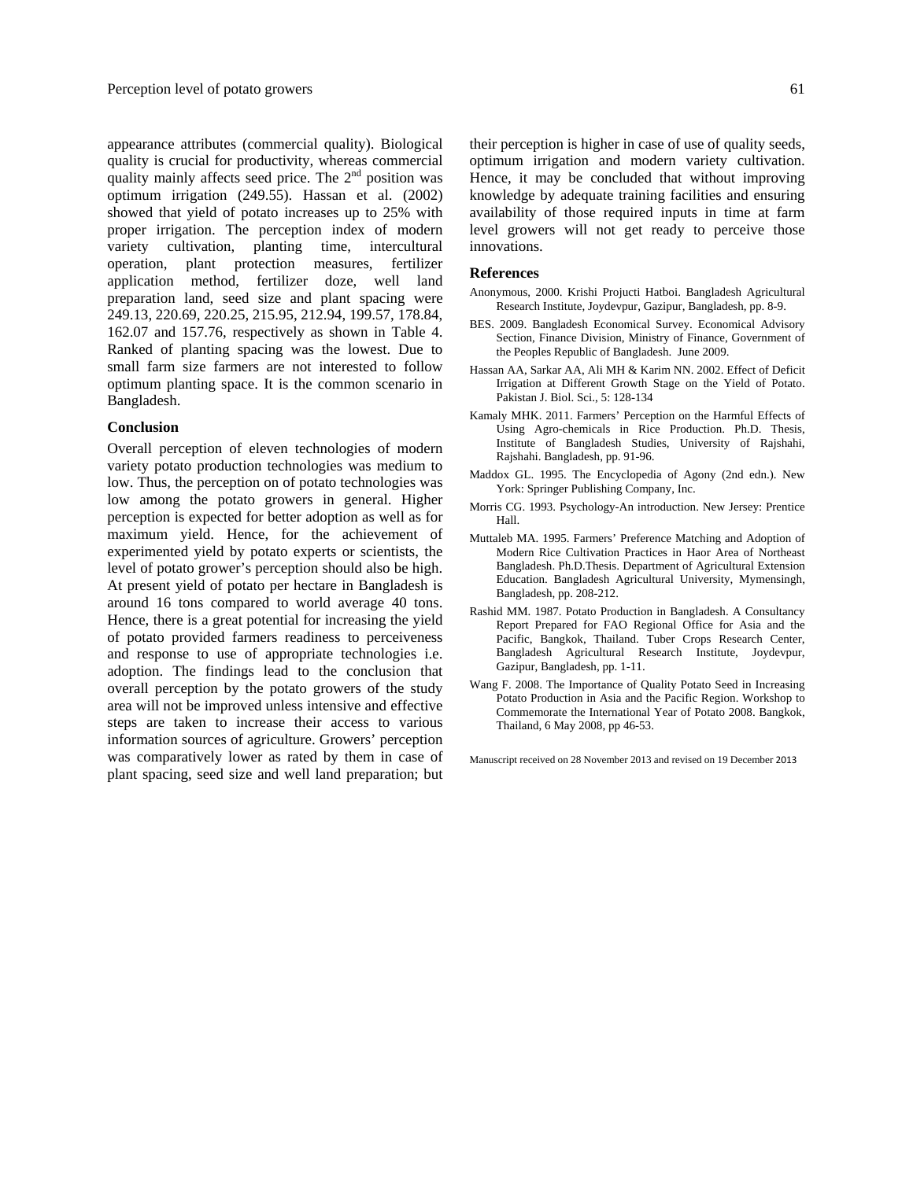appearance attributes (commercial quality). Biological quality is crucial for productivity, whereas commercial quality mainly affects seed price. The 2nd position was optimum irrigation (249.55). Hassan et al. (2002) showed that yield of potato increases up to 25% with proper irrigation. The perception index of modern variety cultivation, planting time, intercultural operation, plant protection measures, fertilizer application method, fertilizer doze, well land preparation land, seed size and plant spacing were 249.13, 220.69, 220.25, 215.95, 212.94, 199.57, 178.84, 162.07 and 157.76, respectively as shown in Table 4. Ranked of planting spacing was the lowest. Due to small farm size farmers are not interested to follow optimum planting space. It is the common scenario in Bangladesh.

### Conclusion

Overall perception of eleven technologies of modern variety potato production technologies was medium to low. Thus, the perception on of potato technologies was low among the potato growers in general. Higher perception is expected for better adoption as well as for maximum yield. Hence, for the achievement of experimented yield by potato experts or scientists, the level of potato grower's perception should also be high. At present yield of potato per hectare in Bangladesh is around 16 tons compared to world average 40 tons. Hence, there is a great potential for increasing the yield of potato provided farmers readiness to perceiveness and response to use of appropriate technologies i.e. adoption. The findings lead to the conclusion that overall perception by the potato growers of the study area will not be improved unless intensive and effective steps are taken to increase their access to various information sources of agriculture. Growers' perception was comparatively lower as rated by them in case of plant spacing, seed size and well land preparation; but their perception is higher in case of use of quality seeds, optimum irrigation and modern variety cultivation. Hence, it may be concluded that without improving knowledge by adequate training facilities and ensuring availability of those required inputs in time at farm level growers will not get ready to perceive those innovations.

### References

Anonymous, 2000. Krishi Projucti Hatboi. Bangladesh Agricultural Research Institute, Joydevpur, Gazipur, Bangladesh, pp. 8-9.

BES. 2009. Bangladesh Economical Survey. Economical Advisory Section, Finance Division, Ministry of Finance, Government of the Peoples Republic of Bangladesh. June 2009.

Hassan AA, Sarkar AA, Ali MH & Karim NN. 2002. Effect of Deficit Irrigation at Different Growth Stage on the Yield of Potato. Pakistan J. Biol. Sci., 5: 128-134

Kamaly MHK. 2011. Farmers' Perception on the Harmful Effects of Using Agro-chemicals in Rice Production. Ph.D. Thesis, Institute of Bangladesh Studies, University of Rajshahi, Rajshahi. Bangladesh, pp. 91-96.

Maddox GL. 1995. The Encyclopedia of Agony (2nd edn.). New York: Springer Publishing Company, Inc.

Morris CG. 1993. Psychology-An introduction. New Jersey: Prentice Hall.

Muttaleb MA. 1995. Farmers' Preference Matching and Adoption of Modern Rice Cultivation Practices in Haor Area of Northeast Bangladesh. Ph.D.Thesis. Department of Agricultural Extension Education. Bangladesh Agricultural University, Mymensingh, Bangladesh, pp. 208-212.

Rashid MM. 1987. Potato Production in Bangladesh. A Consultancy Report Prepared for FAO Regional Office for Asia and the Pacific, Bangkok, Thailand. Tuber Crops Research Center, Bangladesh Agricultural Research Institute, Joydevpur, Gazipur, Bangladesh, pp. 1-11.

Wang F. 2008. The Importance of Quality Potato Seed in Increasing Potato Production in Asia and the Pacific Region. Workshop to Commemorate the International Year of Potato 2008. Bangkok, Thailand, 6 May 2008, pp 46-53.

Manuscript received on 28 November 2013 and revised on 19 December 2013